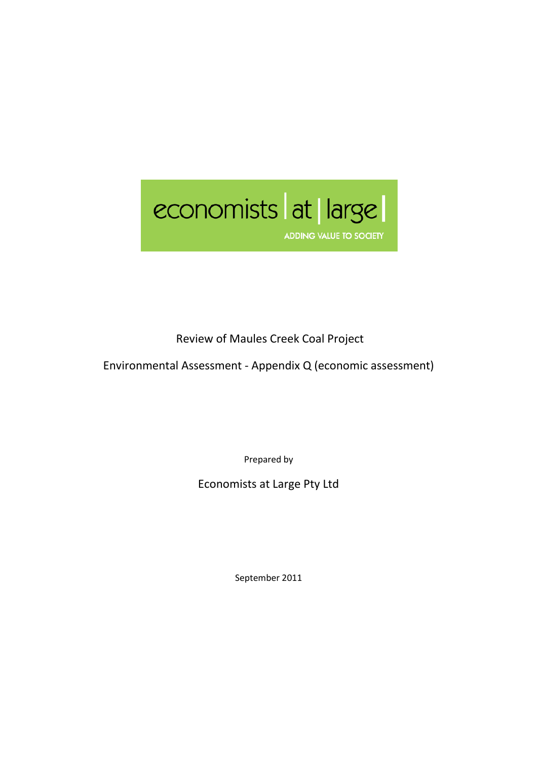economists | at | large |

ADDING VALUE TO SOCIETY

# Review of Maules Creek Coal Project

## Environmental Assessment - Appendix Q (economic assessment)

Prepared by

Economists at Large Pty Ltd

September 2011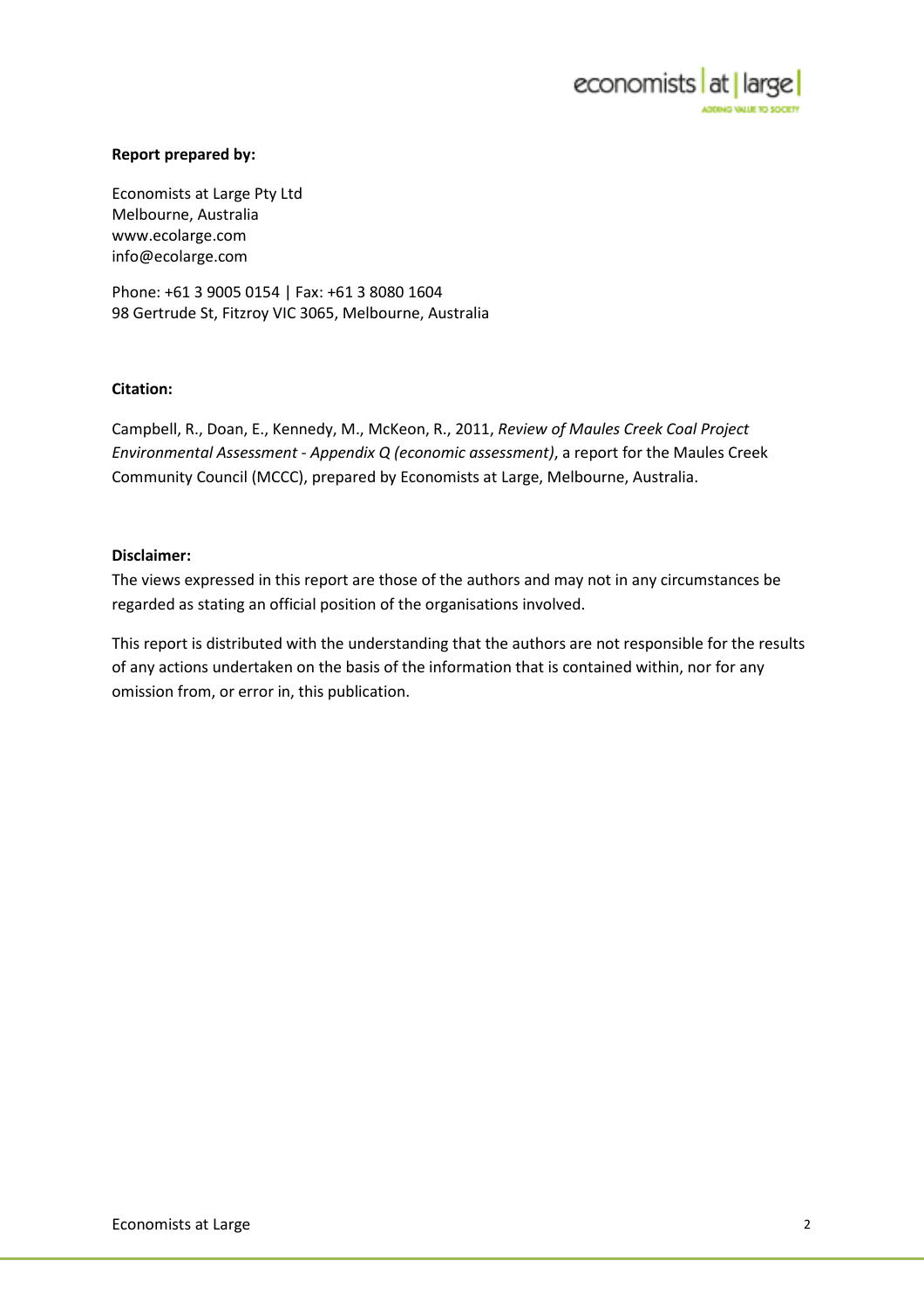**Report prepared by:**

Economists at Large Pty Ltd
Melbourne, Australia
www.ecolarge.com
info@ecolarge.com

Phone: +61 3 9005 0154 | Fax: +61 3 8080 1604
98 Gertrude St, Fitzroy VIC 3065, Melbourne, Australia

**Citation:**

Campbell, R., Doan, E., Kennedy, M., McKeon, R., 2011, *Review of Maules Creek Coal Project Environmental Assessment - Appendix Q (economic assessment)*, a report for the Maules Creek Community Council (MCCC), prepared by Economists at Large, Melbourne, Australia.

**Disclaimer:**

The views expressed in this report are those of the authors and may not in any circumstances be regarded as stating an official position of the organisations involved.

This report is distributed with the understanding that the authors are not responsible for the results of any actions undertaken on the basis of the information that is contained within, nor for any omission from, or error in, this publication.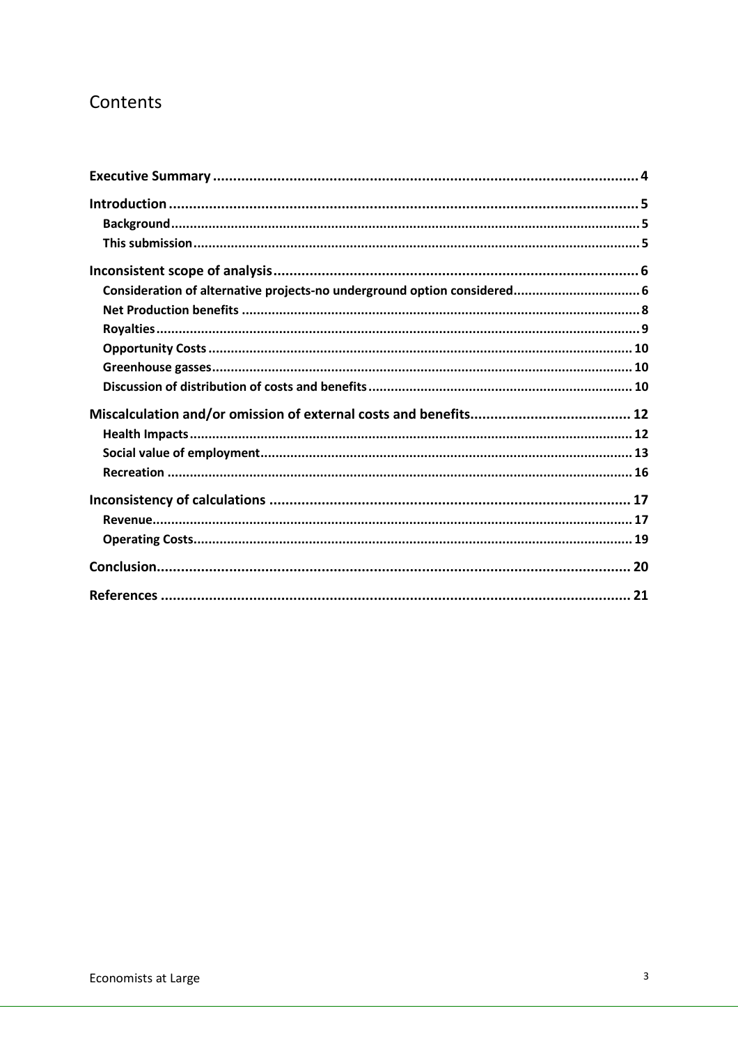# Contents

**Executive Summary** .......... 4

**Introduction** .......... 5
- **Background** .......... 5
- **This submission** .......... 5

**Inconsistent scope of analysis** .......... 6
- **Consideration of alternative projects-no underground option considered** .......... 6
- **Net Production benefits** .......... 8
- **Royalties** .......... 9
- **Opportunity Costs** .......... 10
- **Greenhouse gasses** .......... 10
- **Discussion of distribution of costs and benefits** .......... 10

**Miscalculation and/or omission of external costs and benefits** .......... 12
- **Health Impacts** .......... 12
- **Social value of employment** .......... 13
- **Recreation** .......... 16

**Inconsistency of calculations** .......... 17
- **Revenue** .......... 17
- **Operating Costs** .......... 19

**Conclusion** .......... 20

**References** .......... 21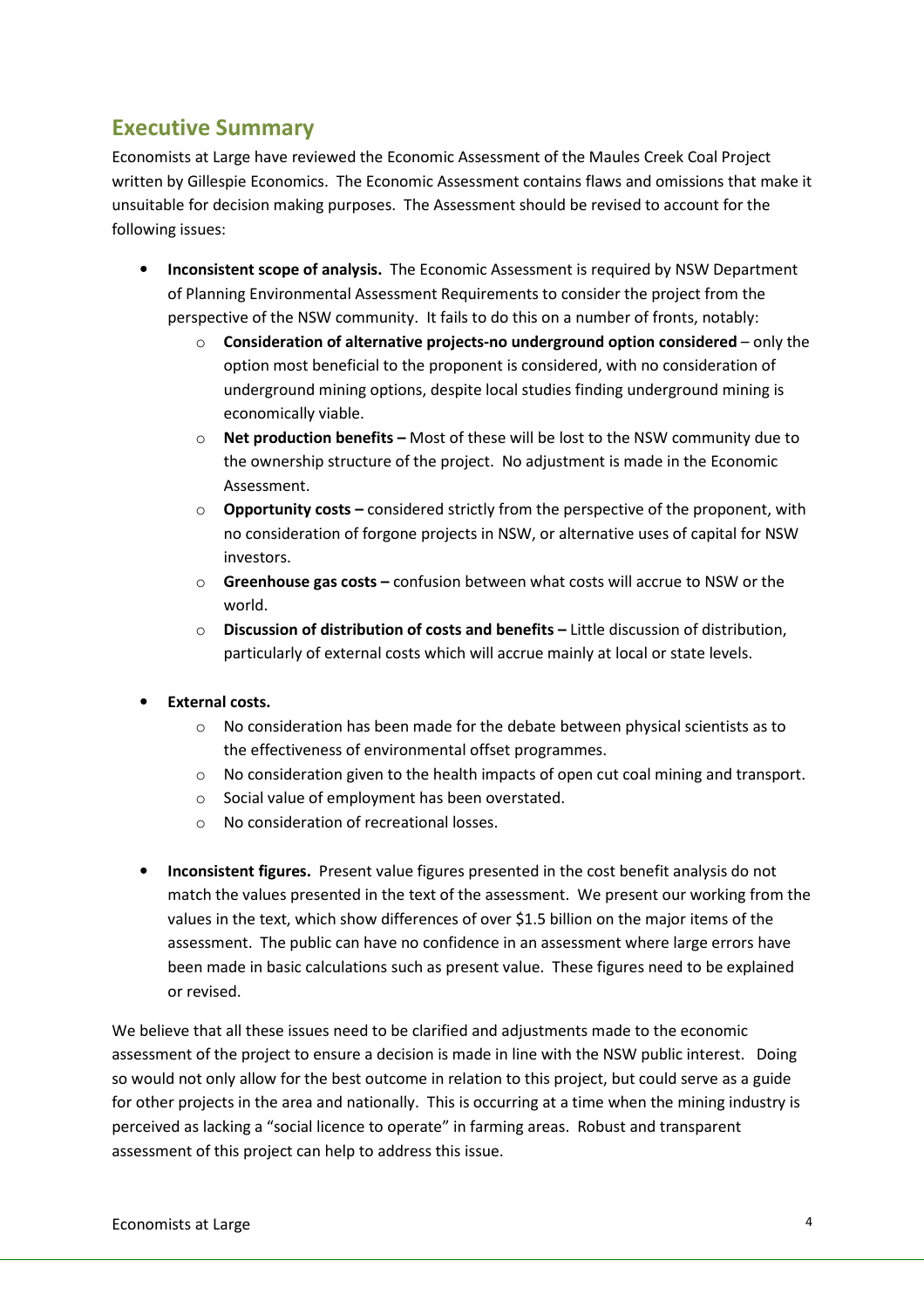## Executive Summary

Economists at Large have reviewed the Economic Assessment of the Maules Creek Coal Project written by Gillespie Economics. The Economic Assessment contains flaws and omissions that make it unsuitable for decision making purposes. The Assessment should be revised to account for the following issues:

- **Inconsistent scope of analysis.** The Economic Assessment is required by NSW Department of Planning Environmental Assessment Requirements to consider the project from the perspective of the NSW community. It fails to do this on a number of fronts, notably:
    - **Consideration of alternative projects-no underground option considered** – only the option most beneficial to the proponent is considered, with no consideration of underground mining options, despite local studies finding underground mining is economically viable.
    - **Net production benefits –** Most of these will be lost to the NSW community due to the ownership structure of the project. No adjustment is made in the Economic Assessment.
    - **Opportunity costs –** considered strictly from the perspective of the proponent, with no consideration of forgone projects in NSW, or alternative uses of capital for NSW investors.
    - **Greenhouse gas costs –** confusion between what costs will accrue to NSW or the world.
    - **Discussion of distribution of costs and benefits –** Little discussion of distribution, particularly of external costs which will accrue mainly at local or state levels.

- **External costs.**
    - No consideration has been made for the debate between physical scientists as to the effectiveness of environmental offset programmes.
    - No consideration given to the health impacts of open cut coal mining and transport.
    - Social value of employment has been overstated.
    - No consideration of recreational losses.

- **Inconsistent figures.** Present value figures presented in the cost benefit analysis do not match the values presented in the text of the assessment. We present our working from the values in the text, which show differences of over $1.5 billion on the major items of the assessment. The public can have no confidence in an assessment where large errors have been made in basic calculations such as present value. These figures need to be explained or revised.

We believe that all these issues need to be clarified and adjustments made to the economic assessment of the project to ensure a decision is made in line with the NSW public interest. Doing so would not only allow for the best outcome in relation to this project, but could serve as a guide for other projects in the area and nationally. This is occurring at a time when the mining industry is perceived as lacking a "social licence to operate" in farming areas. Robust and transparent assessment of this project can help to address this issue.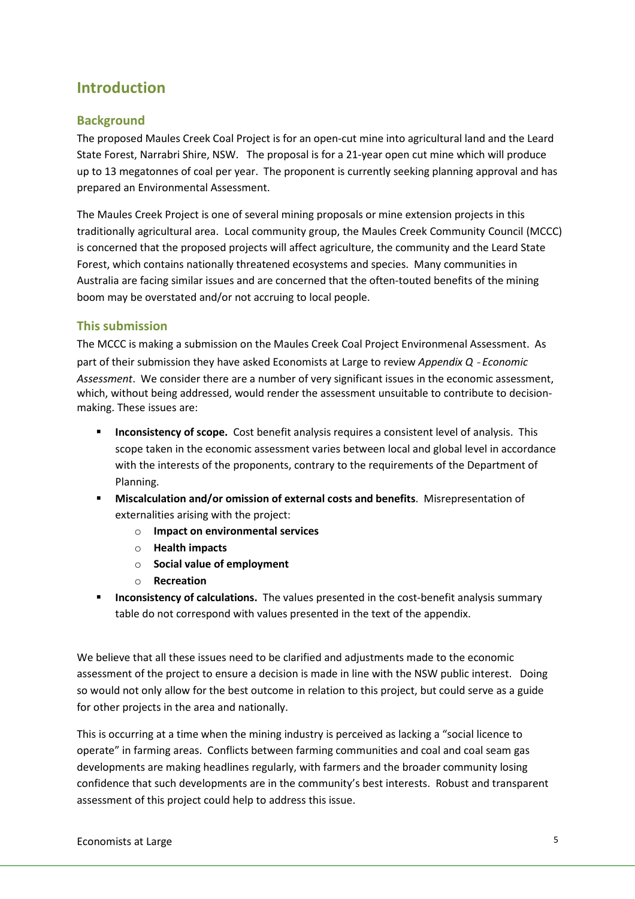# Introduction

## Background

The proposed Maules Creek Coal Project is for an open-cut mine into agricultural land and the Leard State Forest, Narrabri Shire, NSW. The proposal is for a 21-year open cut mine which will produce up to 13 megatonnes of coal per year. The proponent is currently seeking planning approval and has prepared an Environmental Assessment.

The Maules Creek Project is one of several mining proposals or mine extension projects in this traditionally agricultural area. Local community group, the Maules Creek Community Council (MCCC) is concerned that the proposed projects will affect agriculture, the community and the Leard State Forest, which contains nationally threatened ecosystems and species. Many communities in Australia are facing similar issues and are concerned that the often-touted benefits of the mining boom may be overstated and/or not accruing to local people.

## This submission

The MCCC is making a submission on the Maules Creek Coal Project Environmenal Assessment. As part of their submission they have asked Economists at Large to review *Appendix Q - Economic Assessment*. We consider there are a number of very significant issues in the economic assessment, which, without being addressed, would render the assessment unsuitable to contribute to decision-making. These issues are:

- **Inconsistency of scope.** Cost benefit analysis requires a consistent level of analysis. This scope taken in the economic assessment varies between local and global level in accordance with the interests of the proponents, contrary to the requirements of the Department of Planning.
- **Miscalculation and/or omission of external costs and benefits**. Misrepresentation of externalities arising with the project:
  - **Impact on environmental services**
  - **Health impacts**
  - **Social value of employment**
  - **Recreation**
- **Inconsistency of calculations.** The values presented in the cost-benefit analysis summary table do not correspond with values presented in the text of the appendix.

We believe that all these issues need to be clarified and adjustments made to the economic assessment of the project to ensure a decision is made in line with the NSW public interest. Doing so would not only allow for the best outcome in relation to this project, but could serve as a guide for other projects in the area and nationally.

This is occurring at a time when the mining industry is perceived as lacking a "social licence to operate" in farming areas. Conflicts between farming communities and coal and coal seam gas developments are making headlines regularly, with farmers and the broader community losing confidence that such developments are in the community's best interests. Robust and transparent assessment of this project could help to address this issue.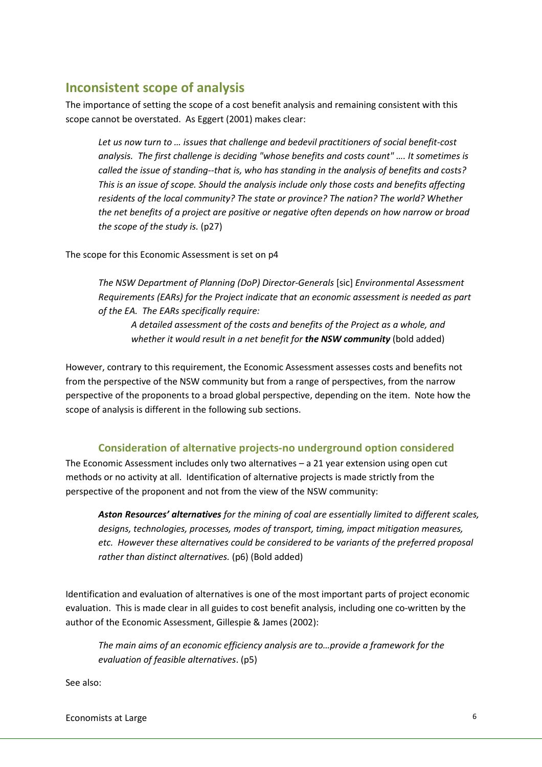## Inconsistent scope of analysis

The importance of setting the scope of a cost benefit analysis and remaining consistent with this scope cannot be overstated. As Eggert (2001) makes clear:

> *Let us now turn to … issues that challenge and bedevil practitioners of social benefit-cost analysis. The first challenge is deciding "whose benefits and costs count" …. It sometimes is called the issue of standing--that is, who has standing in the analysis of benefits and costs? This is an issue of scope. Should the analysis include only those costs and benefits affecting residents of the local community? The state or province? The nation? The world? Whether the net benefits of a project are positive or negative often depends on how narrow or broad the scope of the study is.* (p27)

The scope for this Economic Assessment is set on p4

> *The NSW Department of Planning (DoP) Director-Generals* [sic] *Environmental Assessment Requirements (EARs) for the Project indicate that an economic assessment is needed as part of the EA. The EARs specifically require:*
>
> > *A detailed assessment of the costs and benefits of the Project as a whole, and whether it would result in a net benefit for* ***the NSW community*** (bold added)

However, contrary to this requirement, the Economic Assessment assesses costs and benefits not from the perspective of the NSW community but from a range of perspectives, from the narrow perspective of the proponents to a broad global perspective, depending on the item. Note how the scope of analysis is different in the following sub sections.

### Consideration of alternative projects-no underground option considered

The Economic Assessment includes only two alternatives – a 21 year extension using open cut methods or no activity at all. Identification of alternative projects is made strictly from the perspective of the proponent and not from the view of the NSW community:

> ***Aston Resources' alternatives*** *for the mining of coal are essentially limited to different scales, designs, technologies, processes, modes of transport, timing, impact mitigation measures, etc. However these alternatives could be considered to be variants of the preferred proposal rather than distinct alternatives.* (p6) (Bold added)

Identification and evaluation of alternatives is one of the most important parts of project economic evaluation. This is made clear in all guides to cost benefit analysis, including one co-written by the author of the Economic Assessment, Gillespie & James (2002):

> *The main aims of an economic efficiency analysis are to…provide a framework for the evaluation of feasible alternatives*. (p5)

See also: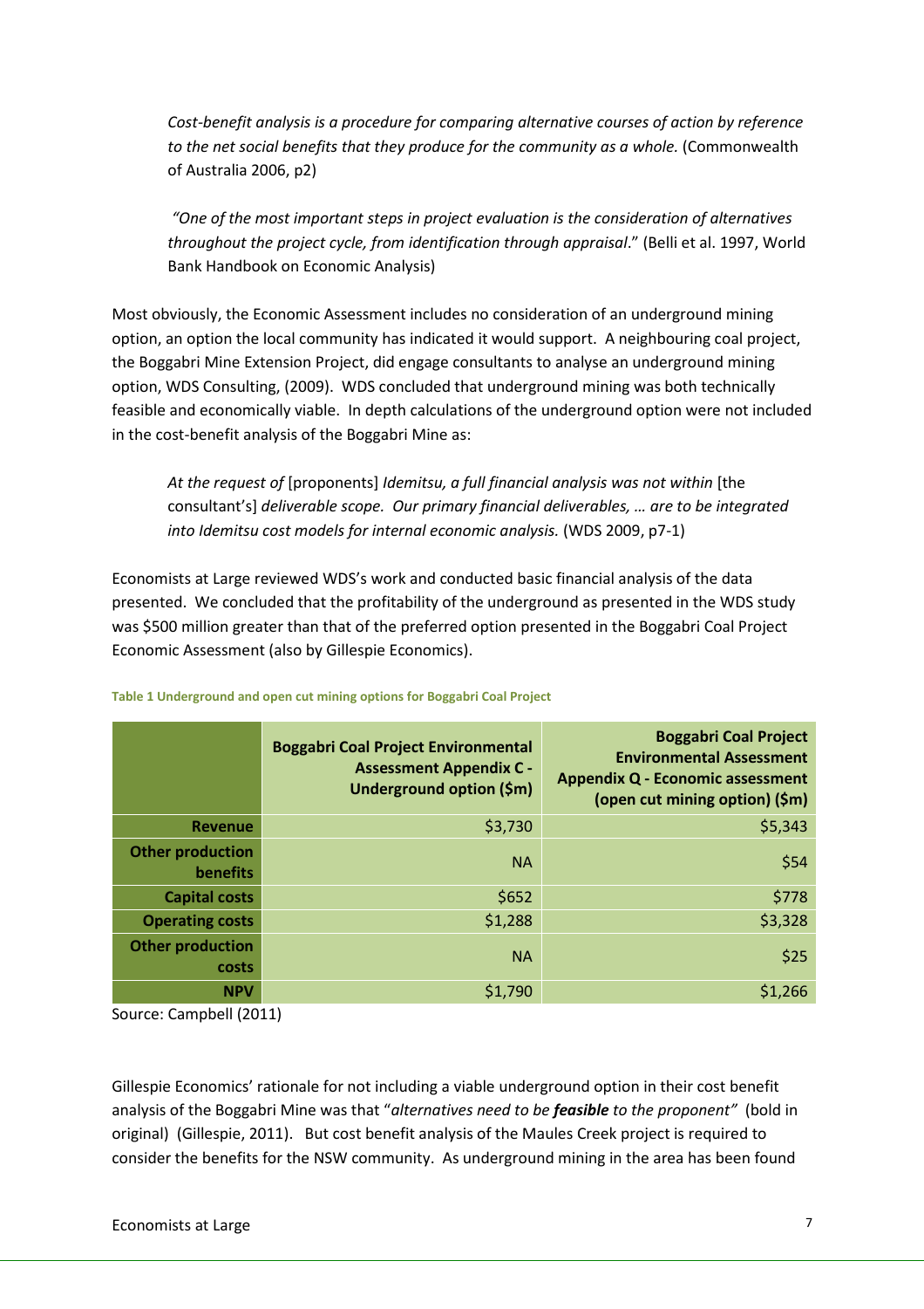> *Cost-benefit analysis is a procedure for comparing alternative courses of action by reference to the net social benefits that they produce for the community as a whole.* (Commonwealth of Australia 2006, p2)

> *"One of the most important steps in project evaluation is the consideration of alternatives throughout the project cycle, from identification through appraisal*." (Belli et al. 1997, World Bank Handbook on Economic Analysis)

Most obviously, the Economic Assessment includes no consideration of an underground mining option, an option the local community has indicated it would support. A neighbouring coal project, the Boggabri Mine Extension Project, did engage consultants to analyse an underground mining option, WDS Consulting, (2009). WDS concluded that underground mining was both technically feasible and economically viable. In depth calculations of the underground option were not included in the cost-benefit analysis of the Boggabri Mine as:

> *At the request of* [proponents] *Idemitsu, a full financial analysis was not within* [the consultant's] *deliverable scope. Our primary financial deliverables, … are to be integrated into Idemitsu cost models for internal economic analysis.* (WDS 2009, p7-1)

Economists at Large reviewed WDS's work and conducted basic financial analysis of the data presented. We concluded that the profitability of the underground as presented in the WDS study was $500 million greater than that of the preferred option presented in the Boggabri Coal Project Economic Assessment (also by Gillespie Economics).

**Table 1 Underground and open cut mining options for Boggabri Coal Project**

| | Boggabri Coal Project Environmental Assessment Appendix C - Underground option ($m) | Boggabri Coal Project Environmental Assessment Appendix Q - Economic assessment (open cut mining option) ($m) |
|---|---|---|
| Revenue | $3,730 | $5,343 |
| Other production benefits | NA | $54 |
| Capital costs | $652 | $778 |
| Operating costs | $1,288 | $3,328 |
| Other production costs | NA | $25 |
| NPV | $1,790 | $1,266 |

Source: Campbell (2011)

Gillespie Economics' rationale for not including a viable underground option in their cost benefit analysis of the Boggabri Mine was that "*alternatives need to be **feasible** to the proponent"* (bold in original) (Gillespie, 2011). But cost benefit analysis of the Maules Creek project is required to consider the benefits for the NSW community. As underground mining in the area has been found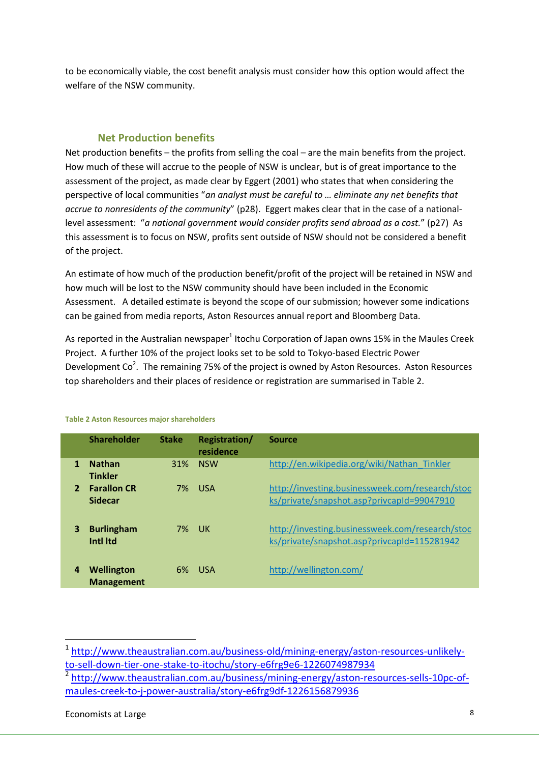to be economically viable, the cost benefit analysis must consider how this option would affect the welfare of the NSW community.

### Net Production benefits

Net production benefits – the profits from selling the coal – are the main benefits from the project. How much of these will accrue to the people of NSW is unclear, but is of great importance to the assessment of the project, as made clear by Eggert (2001) who states that when considering the perspective of local communities "*an analyst must be careful to … eliminate any net benefits that accrue to nonresidents of the community*" (p28). Eggert makes clear that in the case of a national-level assessment: "*a national government would consider profits send abroad as a cost.*" (p27) As this assessment is to focus on NSW, profits sent outside of NSW should not be considered a benefit of the project.

An estimate of how much of the production benefit/profit of the project will be retained in NSW and how much will be lost to the NSW community should have been included in the Economic Assessment. A detailed estimate is beyond the scope of our submission; however some indications can be gained from media reports, Aston Resources annual report and Bloomberg Data.

As reported in the Australian newspaper[1] Itochu Corporation of Japan owns 15% in the Maules Creek Project. A further 10% of the project looks set to be sold to Tokyo-based Electric Power Development Co[2]. The remaining 75% of the project is owned by Aston Resources. Aston Resources top shareholders and their places of residence or registration are summarised in Table 2.

Table 2 Aston Resources major shareholders

| | Shareholder | Stake | Registration/ residence | Source |
|---|---|---|---|---|
| 1 | **Nathan Tinkler** | 31% | NSW | http://en.wikipedia.org/wiki/Nathan_Tinkler |
| 2 | **Farallon CR Sidecar** | 7% | USA | http://investing.businessweek.com/research/stocks/private/snapshot.asp?privcapId=99047910 |
| 3 | **Burlingham Intl ltd** | 7% | UK | http://investing.businessweek.com/research/stocks/private/snapshot.asp?privcapId=115281942 |
| 4 | **Wellington Management** | 6% | USA | http://wellington.com/ |

[1] http://www.theaustralian.com.au/business-old/mining-energy/aston-resources-unlikely-to-sell-down-tier-one-stake-to-itochu/story-e6frg9e6-1226074987934

[2] http://www.theaustralian.com.au/business/mining-energy/aston-resources-sells-10pc-of-maules-creek-to-j-power-australia/story-e6frg9df-1226156879936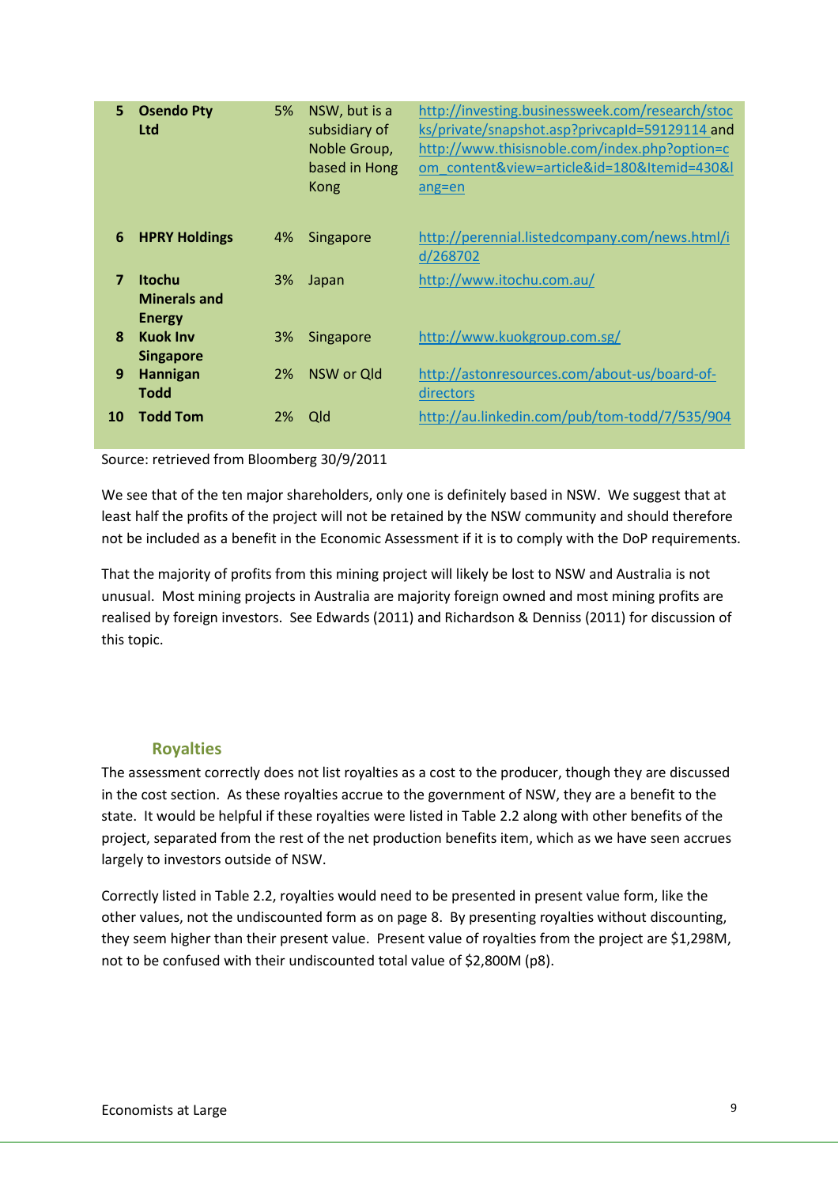| | | | | |
|---|---|---|---|---|
| **5** | **Osendo Pty Ltd** | 5% | NSW, but is a subsidiary of Noble Group, based in Hong Kong | http://investing.businessweek.com/research/stocks/private/snapshot.asp?privcapId=59129114 and http://www.thisisnoble.com/index.php?option=com_content&view=article&id=180&Itemid=430&lang=en |
| **6** | **HPRY Holdings** | 4% | Singapore | http://perennial.listedcompany.com/news.html/id/268702 |
| **7** | **Itochu Minerals and Energy** | 3% | Japan | http://www.itochu.com.au/ |
| **8** | **Kuok Inv Singapore** | 3% | Singapore | http://www.kuokgroup.com.sg/ |
| **9** | **Hannigan Todd** | 2% | NSW or Qld | http://astonresources.com/about-us/board-of-directors |
| **10** | **Todd Tom** | 2% | Qld | http://au.linkedin.com/pub/tom-todd/7/535/904 |

Source: retrieved from Bloomberg 30/9/2011

We see that of the ten major shareholders, only one is definitely based in NSW. We suggest that at least half the profits of the project will not be retained by the NSW community and should therefore not be included as a benefit in the Economic Assessment if it is to comply with the DoP requirements.

That the majority of profits from this mining project will likely be lost to NSW and Australia is not unusual. Most mining projects in Australia are majority foreign owned and most mining profits are realised by foreign investors. See Edwards (2011) and Richardson & Denniss (2011) for discussion of this topic.

### Royalties

The assessment correctly does not list royalties as a cost to the producer, though they are discussed in the cost section. As these royalties accrue to the government of NSW, they are a benefit to the state. It would be helpful if these royalties were listed in Table 2.2 along with other benefits of the project, separated from the rest of the net production benefits item, which as we have seen accrues largely to investors outside of NSW.

Correctly listed in Table 2.2, royalties would need to be presented in present value form, like the other values, not the undiscounted form as on page 8. By presenting royalties without discounting, they seem higher than their present value. Present value of royalties from the project are $1,298M, not to be confused with their undiscounted total value of $2,800M (p8).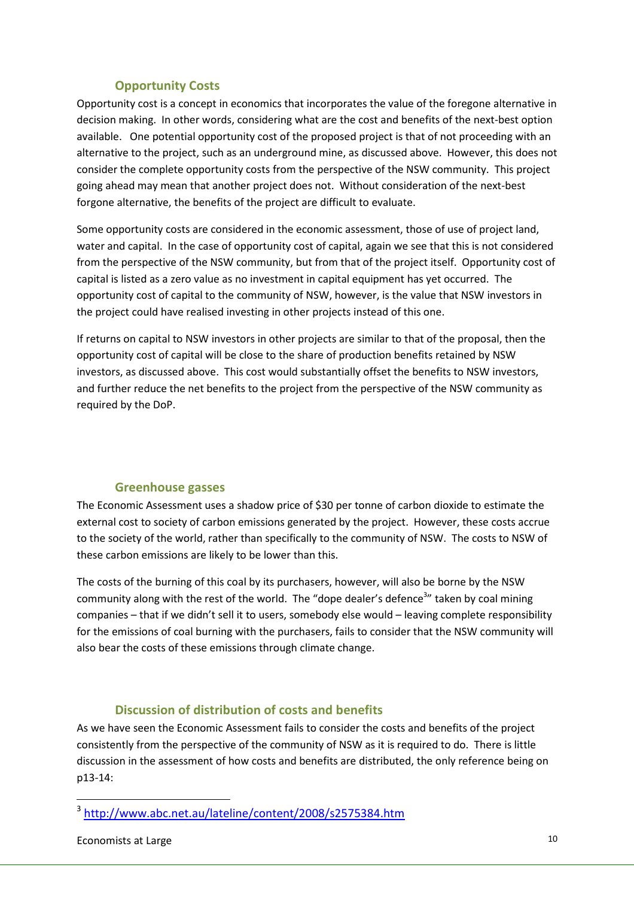### Opportunity Costs

Opportunity cost is a concept in economics that incorporates the value of the foregone alternative in decision making. In other words, considering what are the cost and benefits of the next-best option available. One potential opportunity cost of the proposed project is that of not proceeding with an alternative to the project, such as an underground mine, as discussed above. However, this does not consider the complete opportunity costs from the perspective of the NSW community. This project going ahead may mean that another project does not. Without consideration of the next-best forgone alternative, the benefits of the project are difficult to evaluate.

Some opportunity costs are considered in the economic assessment, those of use of project land, water and capital. In the case of opportunity cost of capital, again we see that this is not considered from the perspective of the NSW community, but from that of the project itself. Opportunity cost of capital is listed as a zero value as no investment in capital equipment has yet occurred. The opportunity cost of capital to the community of NSW, however, is the value that NSW investors in the project could have realised investing in other projects instead of this one.

If returns on capital to NSW investors in other projects are similar to that of the proposal, then the opportunity cost of capital will be close to the share of production benefits retained by NSW investors, as discussed above. This cost would substantially offset the benefits to NSW investors, and further reduce the net benefits to the project from the perspective of the NSW community as required by the DoP.

### Greenhouse gasses

The Economic Assessment uses a shadow price of $30 per tonne of carbon dioxide to estimate the external cost to society of carbon emissions generated by the project. However, these costs accrue to the society of the world, rather than specifically to the community of NSW. The costs to NSW of these carbon emissions are likely to be lower than this.

The costs of the burning of this coal by its purchasers, however, will also be borne by the NSW community along with the rest of the world. The "dope dealer's defence[3]" taken by coal mining companies – that if we didn't sell it to users, somebody else would – leaving complete responsibility for the emissions of coal burning with the purchasers, fails to consider that the NSW community will also bear the costs of these emissions through climate change.

### Discussion of distribution of costs and benefits

As we have seen the Economic Assessment fails to consider the costs and benefits of the project consistently from the perspective of the community of NSW as it is required to do. There is little discussion in the assessment of how costs and benefits are distributed, the only reference being on p13-14:

[3] http://www.abc.net.au/lateline/content/2008/s2575384.htm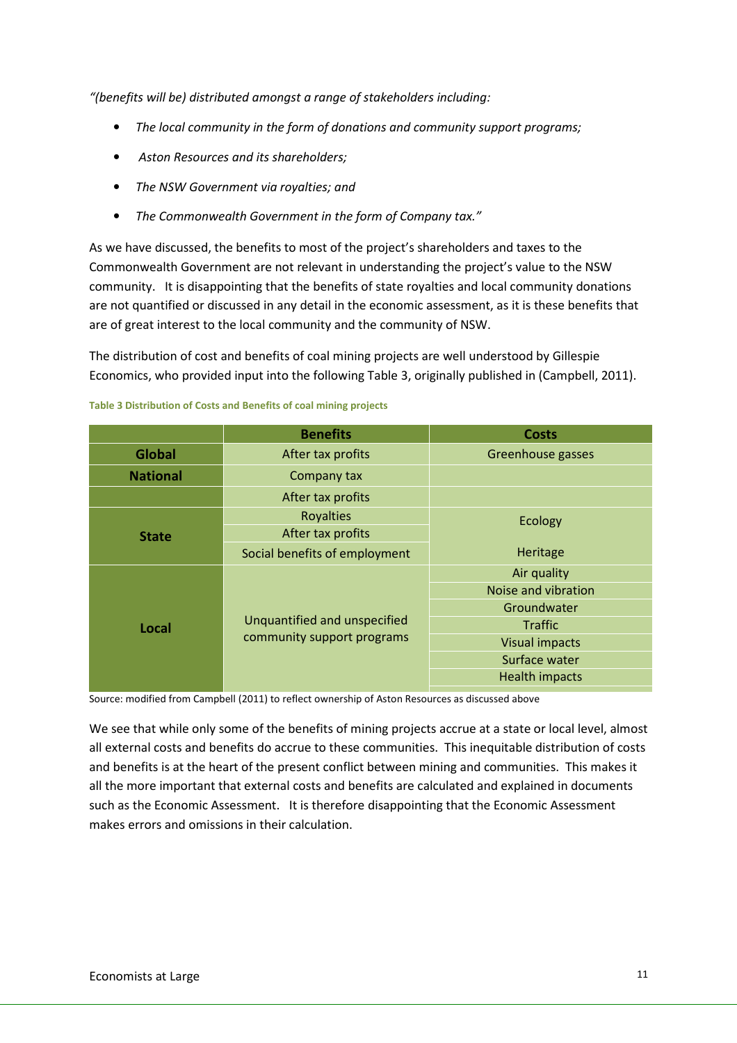*"(benefits will be) distributed amongst a range of stakeholders including:*

- *The local community in the form of donations and community support programs;*
- *Aston Resources and its shareholders;*
- *The NSW Government via royalties; and*
- *The Commonwealth Government in the form of Company tax."*

As we have discussed, the benefits to most of the project's shareholders and taxes to the Commonwealth Government are not relevant in understanding the project's value to the NSW community. It is disappointing that the benefits of state royalties and local community donations are not quantified or discussed in any detail in the economic assessment, as it is these benefits that are of great interest to the local community and the community of NSW.

The distribution of cost and benefits of coal mining projects are well understood by Gillespie Economics, who provided input into the following Table 3, originally published in (Campbell, 2011).

Table 3 Distribution of Costs and Benefits of coal mining projects

| | Benefits | Costs |
|---|---|---|
| **Global** | After tax profits | Greenhouse gasses |
| **National** | Company tax | |
| | After tax profits | |
| **State** | Royalties | Ecology |
| | After tax profits | |
| | Social benefits of employment | Heritage |
| **Local** | Unquantified and unspecified community support programs | Air quality |
| | | Noise and vibration |
| | | Groundwater |
| | | Traffic |
| | | Visual impacts |
| | | Surface water |
| | | Health impacts |

Source: modified from Campbell (2011) to reflect ownership of Aston Resources as discussed above

We see that while only some of the benefits of mining projects accrue at a state or local level, almost all external costs and benefits do accrue to these communities. This inequitable distribution of costs and benefits is at the heart of the present conflict between mining and communities. This makes it all the more important that external costs and benefits are calculated and explained in documents such as the Economic Assessment. It is therefore disappointing that the Economic Assessment makes errors and omissions in their calculation.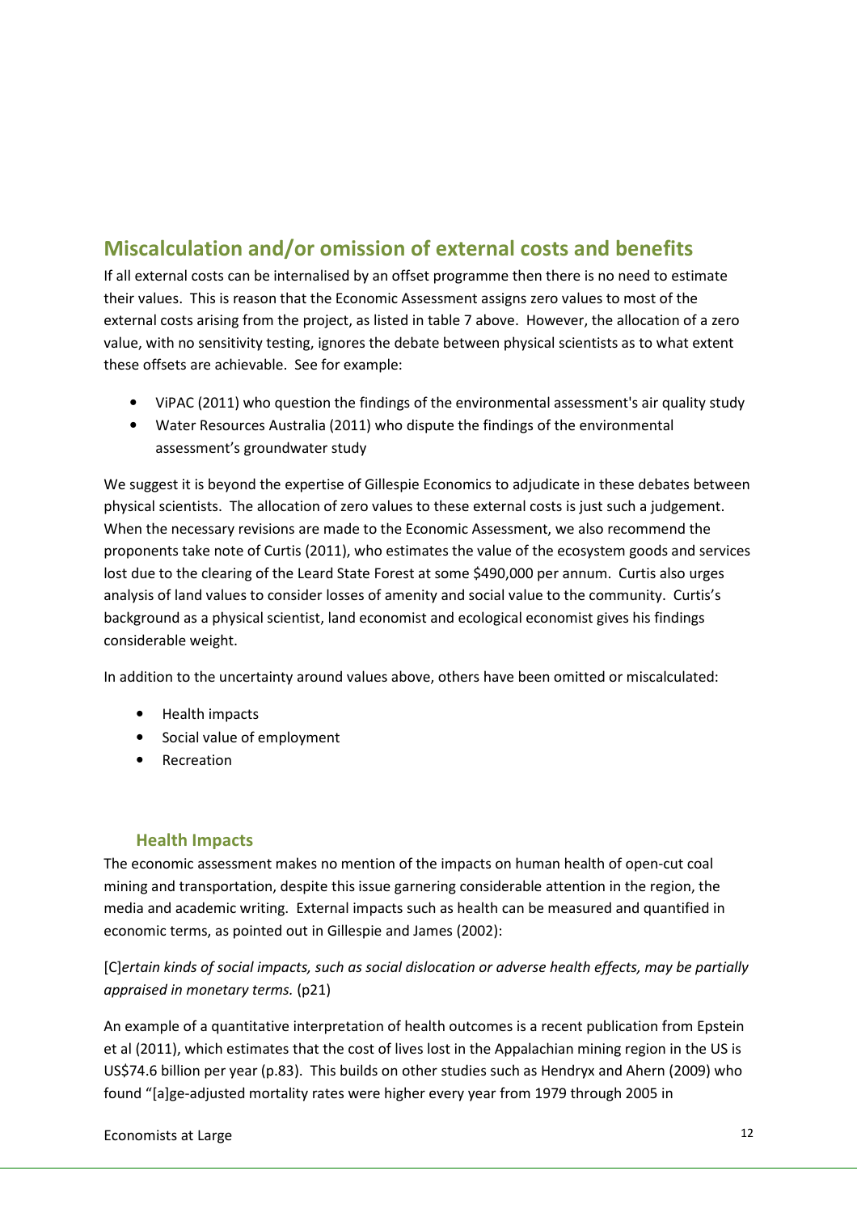## Miscalculation and/or omission of external costs and benefits

If all external costs can be internalised by an offset programme then there is no need to estimate their values. This is reason that the Economic Assessment assigns zero values to most of the external costs arising from the project, as listed in table 7 above. However, the allocation of a zero value, with no sensitivity testing, ignores the debate between physical scientists as to what extent these offsets are achievable. See for example:

- ViPAC (2011) who question the findings of the environmental assessment's air quality study
- Water Resources Australia (2011) who dispute the findings of the environmental assessment's groundwater study

We suggest it is beyond the expertise of Gillespie Economics to adjudicate in these debates between physical scientists. The allocation of zero values to these external costs is just such a judgement. When the necessary revisions are made to the Economic Assessment, we also recommend the proponents take note of Curtis (2011), who estimates the value of the ecosystem goods and services lost due to the clearing of the Leard State Forest at some $490,000 per annum. Curtis also urges analysis of land values to consider losses of amenity and social value to the community. Curtis's background as a physical scientist, land economist and ecological economist gives his findings considerable weight.

In addition to the uncertainty around values above, others have been omitted or miscalculated:

- Health impacts
- Social value of employment
- Recreation

### Health Impacts

The economic assessment makes no mention of the impacts on human health of open-cut coal mining and transportation, despite this issue garnering considerable attention in the region, the media and academic writing. External impacts such as health can be measured and quantified in economic terms, as pointed out in Gillespie and James (2002):

[C]*ertain kinds of social impacts, such as social dislocation or adverse health effects, may be partially appraised in monetary terms.* (p21)

An example of a quantitative interpretation of health outcomes is a recent publication from Epstein et al (2011), which estimates that the cost of lives lost in the Appalachian mining region in the US is US$74.6 billion per year (p.83). This builds on other studies such as Hendryx and Ahern (2009) who found "[a]ge-adjusted mortality rates were higher every year from 1979 through 2005 in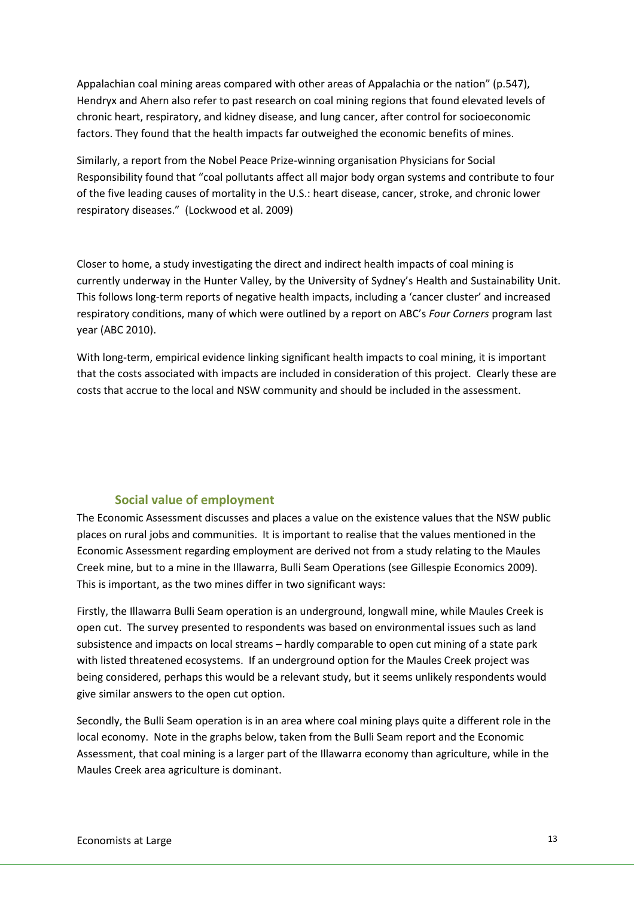Appalachian coal mining areas compared with other areas of Appalachia or the nation" (p.547), Hendryx and Ahern also refer to past research on coal mining regions that found elevated levels of chronic heart, respiratory, and kidney disease, and lung cancer, after control for socioeconomic factors. They found that the health impacts far outweighed the economic benefits of mines.

Similarly, a report from the Nobel Peace Prize-winning organisation Physicians for Social Responsibility found that "coal pollutants affect all major body organ systems and contribute to four of the five leading causes of mortality in the U.S.: heart disease, cancer, stroke, and chronic lower respiratory diseases." (Lockwood et al. 2009)

Closer to home, a study investigating the direct and indirect health impacts of coal mining is currently underway in the Hunter Valley, by the University of Sydney's Health and Sustainability Unit. This follows long-term reports of negative health impacts, including a 'cancer cluster' and increased respiratory conditions, many of which were outlined by a report on ABC's *Four Corners* program last year (ABC 2010).

With long-term, empirical evidence linking significant health impacts to coal mining, it is important that the costs associated with impacts are included in consideration of this project. Clearly these are costs that accrue to the local and NSW community and should be included in the assessment.

### Social value of employment

The Economic Assessment discusses and places a value on the existence values that the NSW public places on rural jobs and communities. It is important to realise that the values mentioned in the Economic Assessment regarding employment are derived not from a study relating to the Maules Creek mine, but to a mine in the Illawarra, Bulli Seam Operations (see Gillespie Economics 2009). This is important, as the two mines differ in two significant ways:

Firstly, the Illawarra Bulli Seam operation is an underground, longwall mine, while Maules Creek is open cut. The survey presented to respondents was based on environmental issues such as land subsistence and impacts on local streams – hardly comparable to open cut mining of a state park with listed threatened ecosystems. If an underground option for the Maules Creek project was being considered, perhaps this would be a relevant study, but it seems unlikely respondents would give similar answers to the open cut option.

Secondly, the Bulli Seam operation is in an area where coal mining plays quite a different role in the local economy. Note in the graphs below, taken from the Bulli Seam report and the Economic Assessment, that coal mining is a larger part of the Illawarra economy than agriculture, while in the Maules Creek area agriculture is dominant.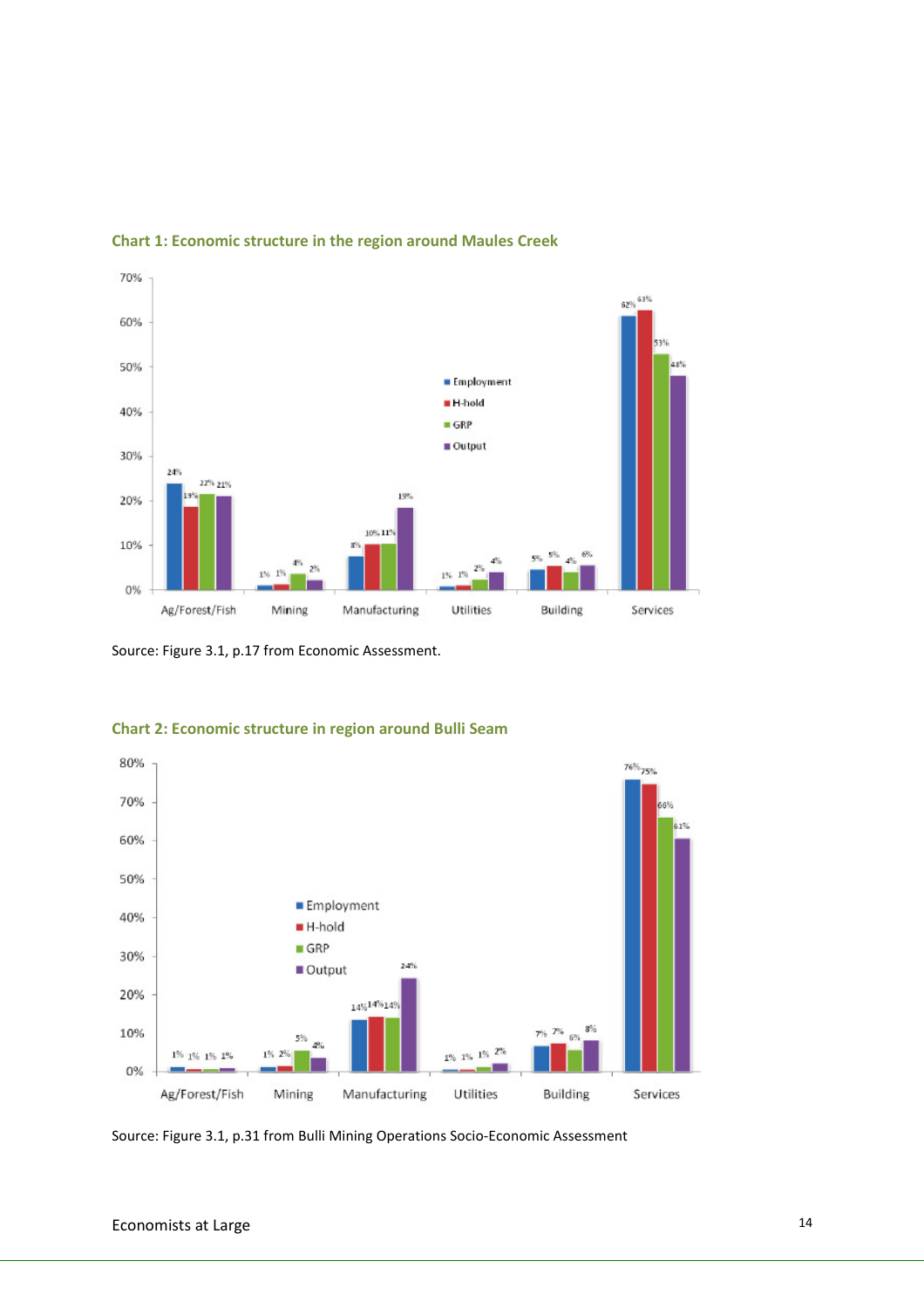**Chart 1: Economic structure in the region around Maules Creek**

| | Employment | H-hold | GRP | Output |
|---|---|---|---|---|
| Ag/Forest/Fish | 24% | 19% | 22% | 21% |
| Mining | 1% | 1% | 4% | 2% |
| Manufacturing | 8% | 10% | 11% | 19% |
| Utilities | 1% | 1% | 2% | 4% |
| Building | 5% | 5% | 4% | 6% |
| Services | 62% | 63% | 53% | 48% |

Source: Figure 3.1, p.17 from Economic Assessment.

**Chart 2: Economic structure in region around Bulli Seam**

| | Employment | H-hold | GRP | Output |
|---|---|---|---|---|
| Ag/Forest/Fish | 1% | 1% | 1% | 1% |
| Mining | 1% | 2% | 5% | 4% |
| Manufacturing | 14% | 14% | 14% | 24% |
| Utilities | 1% | 1% | 1% | 2% |
| Building | 7% | 7% | 6% | 8% |
| Services | 76% | 75% | 66% | 61% |

Source: Figure 3.1, p.31 from Bulli Mining Operations Socio-Economic Assessment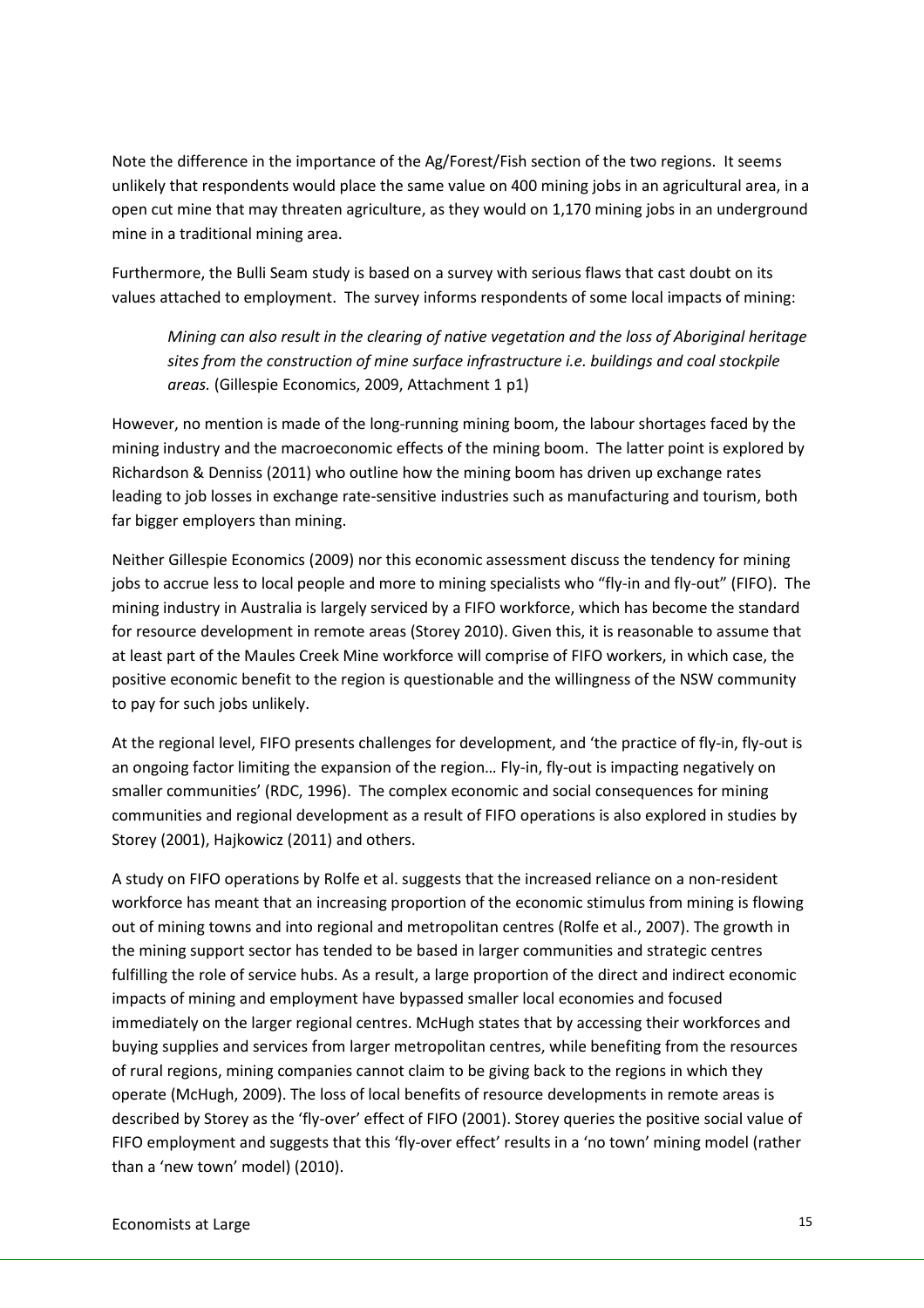Note the difference in the importance of the Ag/Forest/Fish section of the two regions. It seems unlikely that respondents would place the same value on 400 mining jobs in an agricultural area, in a open cut mine that may threaten agriculture, as they would on 1,170 mining jobs in an underground mine in a traditional mining area.

Furthermore, the Bulli Seam study is based on a survey with serious flaws that cast doubt on its values attached to employment. The survey informs respondents of some local impacts of mining:

> *Mining can also result in the clearing of native vegetation and the loss of Aboriginal heritage sites from the construction of mine surface infrastructure i.e. buildings and coal stockpile areas.* (Gillespie Economics, 2009, Attachment 1 p1)

However, no mention is made of the long-running mining boom, the labour shortages faced by the mining industry and the macroeconomic effects of the mining boom. The latter point is explored by Richardson & Denniss (2011) who outline how the mining boom has driven up exchange rates leading to job losses in exchange rate-sensitive industries such as manufacturing and tourism, both far bigger employers than mining.

Neither Gillespie Economics (2009) nor this economic assessment discuss the tendency for mining jobs to accrue less to local people and more to mining specialists who "fly-in and fly-out" (FIFO). The mining industry in Australia is largely serviced by a FIFO workforce, which has become the standard for resource development in remote areas (Storey 2010). Given this, it is reasonable to assume that at least part of the Maules Creek Mine workforce will comprise of FIFO workers, in which case, the positive economic benefit to the region is questionable and the willingness of the NSW community to pay for such jobs unlikely.

At the regional level, FIFO presents challenges for development, and 'the practice of fly-in, fly-out is an ongoing factor limiting the expansion of the region… Fly-in, fly-out is impacting negatively on smaller communities' (RDC, 1996). The complex economic and social consequences for mining communities and regional development as a result of FIFO operations is also explored in studies by Storey (2001), Hajkowicz (2011) and others.

A study on FIFO operations by Rolfe et al. suggests that the increased reliance on a non-resident workforce has meant that an increasing proportion of the economic stimulus from mining is flowing out of mining towns and into regional and metropolitan centres (Rolfe et al., 2007). The growth in the mining support sector has tended to be based in larger communities and strategic centres fulfilling the role of service hubs. As a result, a large proportion of the direct and indirect economic impacts of mining and employment have bypassed smaller local economies and focused immediately on the larger regional centres. McHugh states that by accessing their workforces and buying supplies and services from larger metropolitan centres, while benefiting from the resources of rural regions, mining companies cannot claim to be giving back to the regions in which they operate (McHugh, 2009). The loss of local benefits of resource developments in remote areas is described by Storey as the 'fly-over' effect of FIFO (2001). Storey queries the positive social value of FIFO employment and suggests that this 'fly-over effect' results in a 'no town' mining model (rather than a 'new town' model) (2010).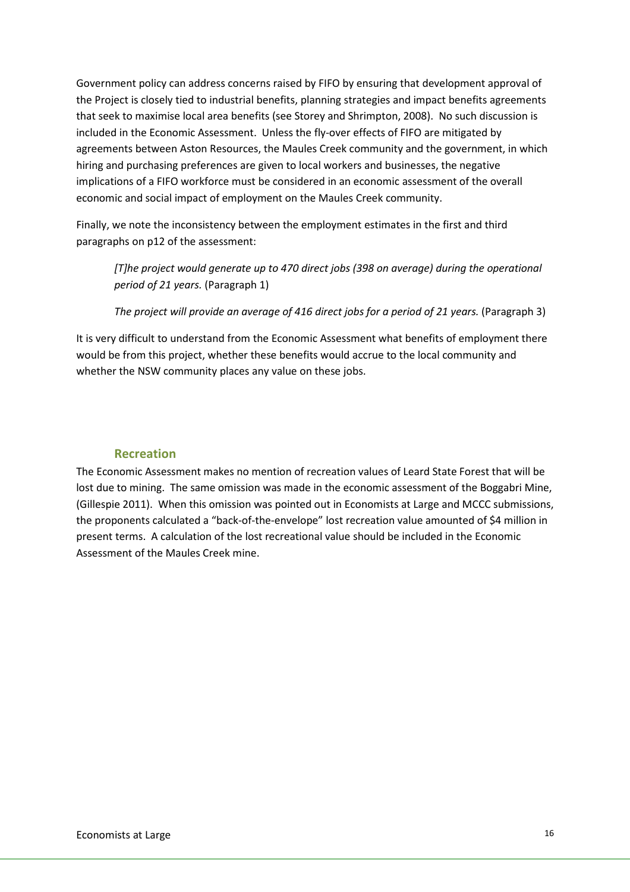Government policy can address concerns raised by FIFO by ensuring that development approval of the Project is closely tied to industrial benefits, planning strategies and impact benefits agreements that seek to maximise local area benefits (see Storey and Shrimpton, 2008). No such discussion is included in the Economic Assessment. Unless the fly-over effects of FIFO are mitigated by agreements between Aston Resources, the Maules Creek community and the government, in which hiring and purchasing preferences are given to local workers and businesses, the negative implications of a FIFO workforce must be considered in an economic assessment of the overall economic and social impact of employment on the Maules Creek community.

Finally, we note the inconsistency between the employment estimates in the first and third paragraphs on p12 of the assessment:

> *[T]he project would generate up to 470 direct jobs (398 on average) during the operational period of 21 years.* (Paragraph 1)
>
> *The project will provide an average of 416 direct jobs for a period of 21 years.* (Paragraph 3)

It is very difficult to understand from the Economic Assessment what benefits of employment there would be from this project, whether these benefits would accrue to the local community and whether the NSW community places any value on these jobs.

### Recreation

The Economic Assessment makes no mention of recreation values of Leard State Forest that will be lost due to mining. The same omission was made in the economic assessment of the Boggabri Mine, (Gillespie 2011). When this omission was pointed out in Economists at Large and MCCC submissions, the proponents calculated a "back-of-the-envelope" lost recreation value amounted of $4 million in present terms. A calculation of the lost recreational value should be included in the Economic Assessment of the Maules Creek mine.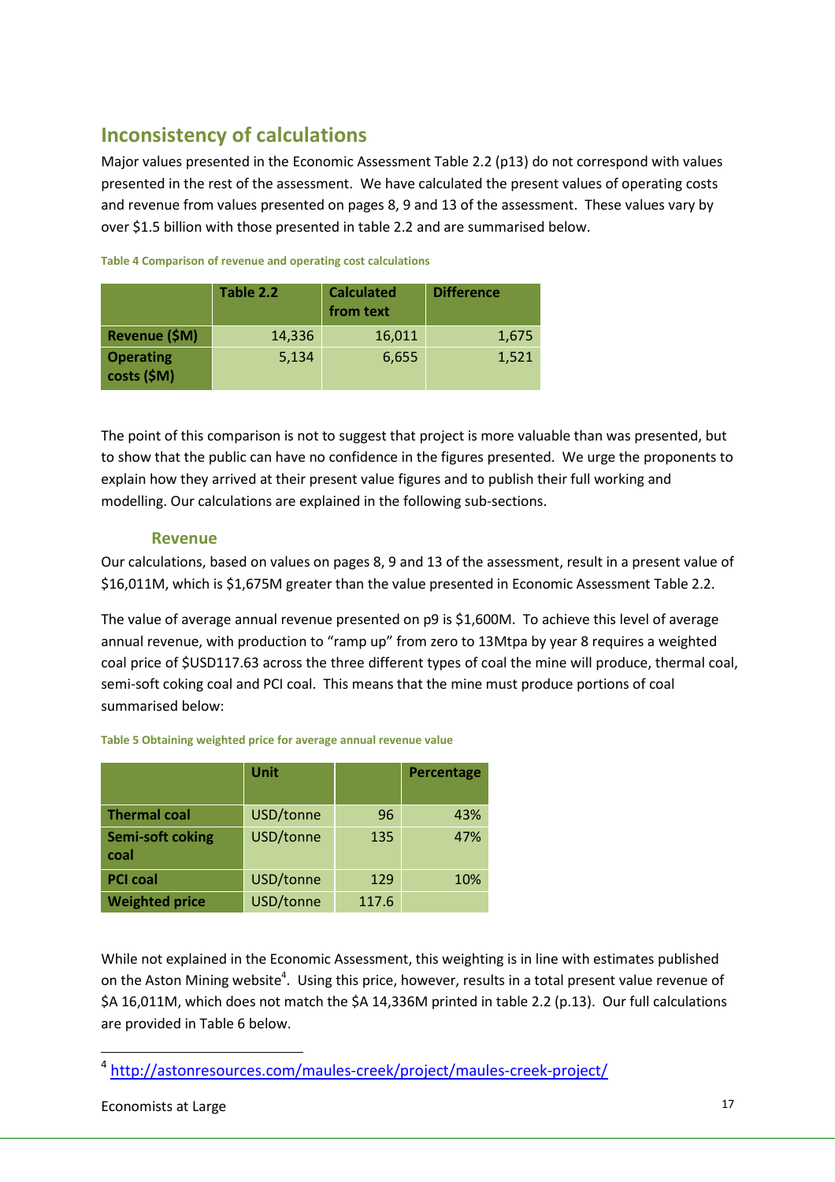## Inconsistency of calculations

Major values presented in the Economic Assessment Table 2.2 (p13) do not correspond with values presented in the rest of the assessment. We have calculated the present values of operating costs and revenue from values presented on pages 8, 9 and 13 of the assessment. These values vary by over $1.5 billion with those presented in table 2.2 and are summarised below.

**Table 4 Comparison of revenue and operating cost calculations**

| | Table 2.2 | Calculated from text | Difference |
|---|---|---|---|
| **Revenue ($M)** | 14,336 | 16,011 | 1,675 |
| **Operating costs ($M)** | 5,134 | 6,655 | 1,521 |

The point of this comparison is not to suggest that project is more valuable than was presented, but to show that the public can have no confidence in the figures presented. We urge the proponents to explain how they arrived at their present value figures and to publish their full working and modelling. Our calculations are explained in the following sub-sections.

### Revenue

Our calculations, based on values on pages 8, 9 and 13 of the assessment, result in a present value of $16,011M, which is $1,675M greater than the value presented in Economic Assessment Table 2.2.

The value of average annual revenue presented on p9 is $1,600M. To achieve this level of average annual revenue, with production to "ramp up" from zero to 13Mtpa by year 8 requires a weighted coal price of $USD117.63 across the three different types of coal the mine will produce, thermal coal, semi-soft coking coal and PCI coal. This means that the mine must produce portions of coal summarised below:

**Table 5 Obtaining weighted price for average annual revenue value**

| | Unit | | Percentage |
|---|---|---|---|
| **Thermal coal** | USD/tonne | 96 | 43% |
| **Semi-soft coking coal** | USD/tonne | 135 | 47% |
| **PCI coal** | USD/tonne | 129 | 10% |
| **Weighted price** | USD/tonne | 117.6 | |

While not explained in the Economic Assessment, this weighting is in line with estimates published on the Aston Mining website[4]. Using this price, however, results in a total present value revenue of $A 16,011M, which does not match the $A 14,336M printed in table 2.2 (p.13). Our full calculations are provided in Table 6 below.

[4] http://astonresources.com/maules-creek/project/maules-creek-project/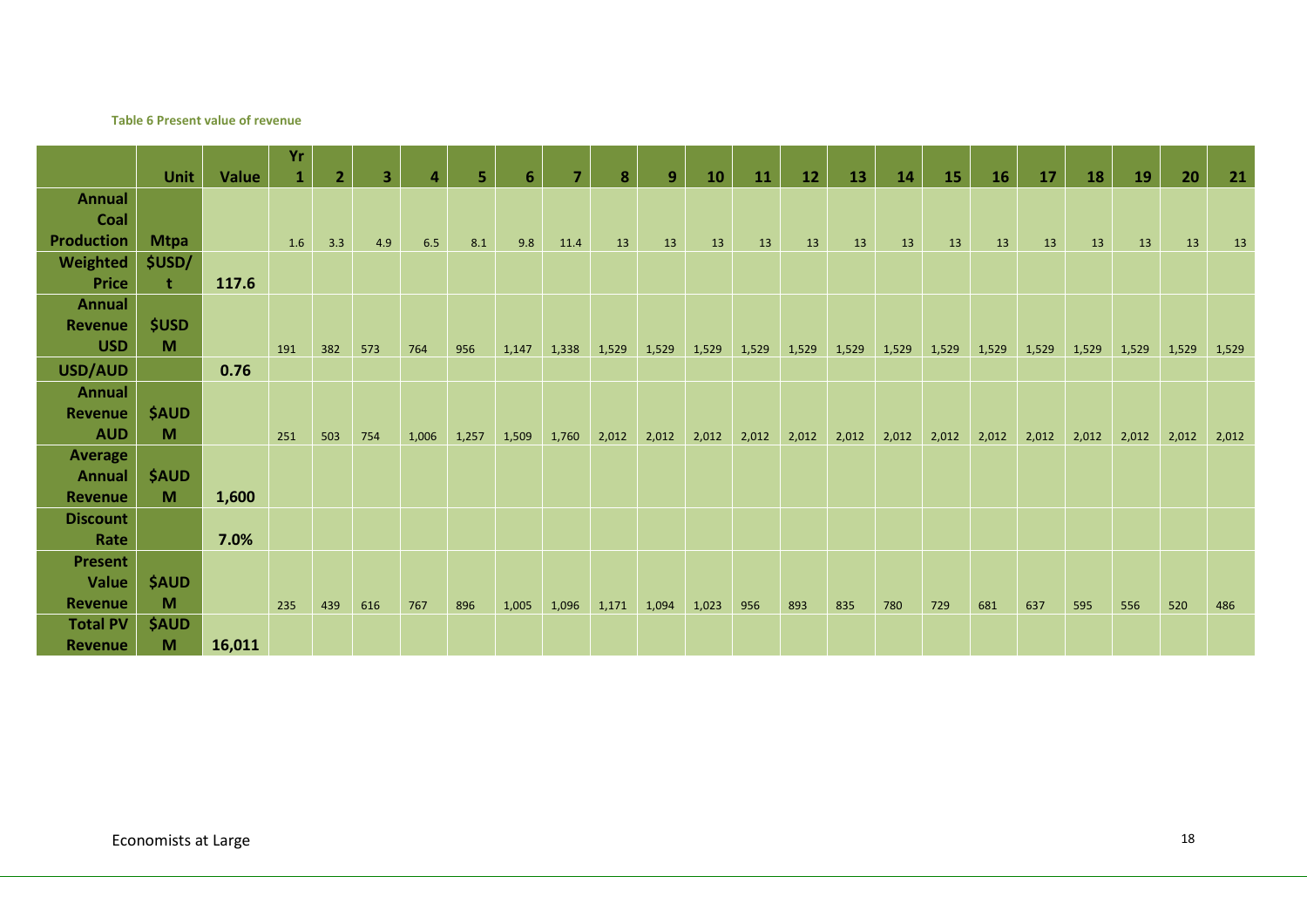**Table 6 Present value of revenue**

| | Unit | Value | Yr 1 | 2 | 3 | 4 | 5 | 6 | 7 | 8 | 9 | 10 | 11 | 12 | 13 | 14 | 15 | 16 | 17 | 18 | 19 | 20 | 21 |
|---|---|---|---|---|---|---|---|---|---|---|---|---|---|---|---|---|---|---|---|---|---|---|---|
| **Annual Coal Production** | **Mtpa** | | 1.6 | 3.3 | 4.9 | 6.5 | 8.1 | 9.8 | 11.4 | 13 | 13 | 13 | 13 | 13 | 13 | 13 | 13 | 13 | 13 | 13 | 13 | 13 | 13 |
| **Weighted Price** | **$USD/t** | **117.6** | | | | | | | | | | | | | | | | | | | | | |
| **Annual Revenue USD** | **$USD M** | | 191 | 382 | 573 | 764 | 956 | 1,147 | 1,338 | 1,529 | 1,529 | 1,529 | 1,529 | 1,529 | 1,529 | 1,529 | 1,529 | 1,529 | 1,529 | 1,529 | 1,529 | 1,529 | 1,529 |
| **USD/AUD** | | **0.76** | | | | | | | | | | | | | | | | | | | | | |
| **Annual Revenue AUD** | **$AUD M** | | 251 | 503 | 754 | 1,006 | 1,257 | 1,509 | 1,760 | 2,012 | 2,012 | 2,012 | 2,012 | 2,012 | 2,012 | 2,012 | 2,012 | 2,012 | 2,012 | 2,012 | 2,012 | 2,012 | 2,012 |
| **Average Annual Revenue** | **$AUD M** | **1,600** | | | | | | | | | | | | | | | | | | | | | |
| **Discount Rate** | | **7.0%** | | | | | | | | | | | | | | | | | | | | | |
| **Present Value Revenue** | **$AUD M** | | 235 | 439 | 616 | 767 | 896 | 1,005 | 1,096 | 1,171 | 1,094 | 1,023 | 956 | 893 | 835 | 780 | 729 | 681 | 637 | 595 | 556 | 520 | 486 |
| **Total PV Revenue** | **$AUD M** | **16,011** | | | | | | | | | | | | | | | | | | | | | |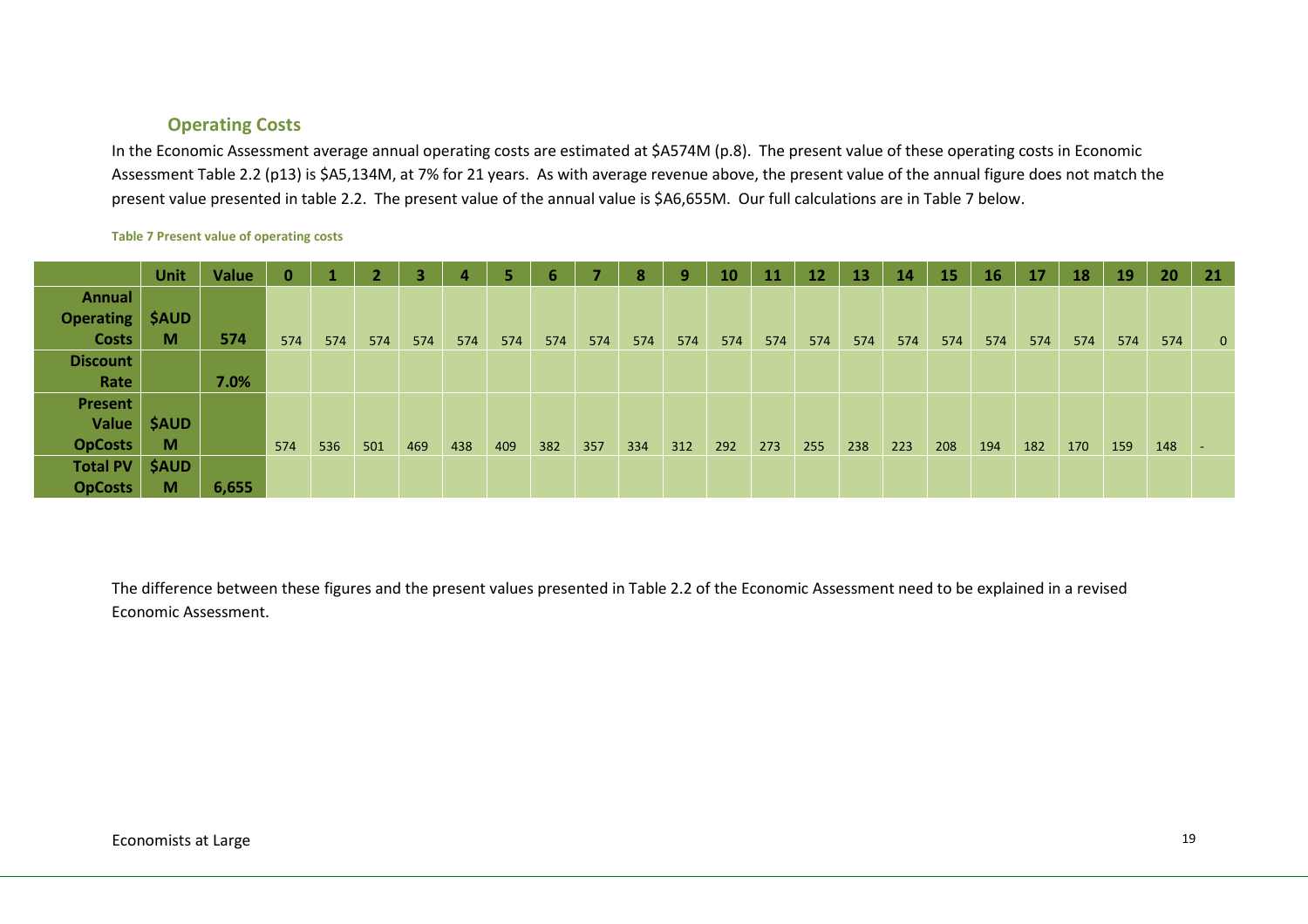## Operating Costs

In the Economic Assessment average annual operating costs are estimated at $A574M (p.8). The present value of these operating costs in Economic Assessment Table 2.2 (p13) is $A5,134M, at 7% for 21 years. As with average revenue above, the present value of the annual figure does not match the present value presented in table 2.2. The present value of the annual value is $A6,655M. Our full calculations are in Table 7 below.

**Table 7 Present value of operating costs**

| | Unit | Value | 0 | 1 | 2 | 3 | 4 | 5 | 6 | 7 | 8 | 9 | 10 | 11 | 12 | 13 | 14 | 15 | 16 | 17 | 18 | 19 | 20 | 21 |
|---|---|---|---|---|---|---|---|---|---|---|---|---|---|---|---|---|---|---|---|---|---|---|---|---|
| Annual Operating Costs | $AUD M | 574 | 574 | 574 | 574 | 574 | 574 | 574 | 574 | 574 | 574 | 574 | 574 | 574 | 574 | 574 | 574 | 574 | 574 | 574 | 574 | 574 | 574 | 0 |
| Discount Rate | | 7.0% | | | | | | | | | | | | | | | | | | | | | | |
| Present Value OpCosts | $AUD M | | 574 | 536 | 501 | 469 | 438 | 409 | 382 | 357 | 334 | 312 | 292 | 273 | 255 | 238 | 223 | 208 | 194 | 182 | 170 | 159 | 148 | - |
| Total PV OpCosts | $AUD M | 6,655 | | | | | | | | | | | | | | | | | | | | | | |

The difference between these figures and the present values presented in Table 2.2 of the Economic Assessment need to be explained in a revised Economic Assessment.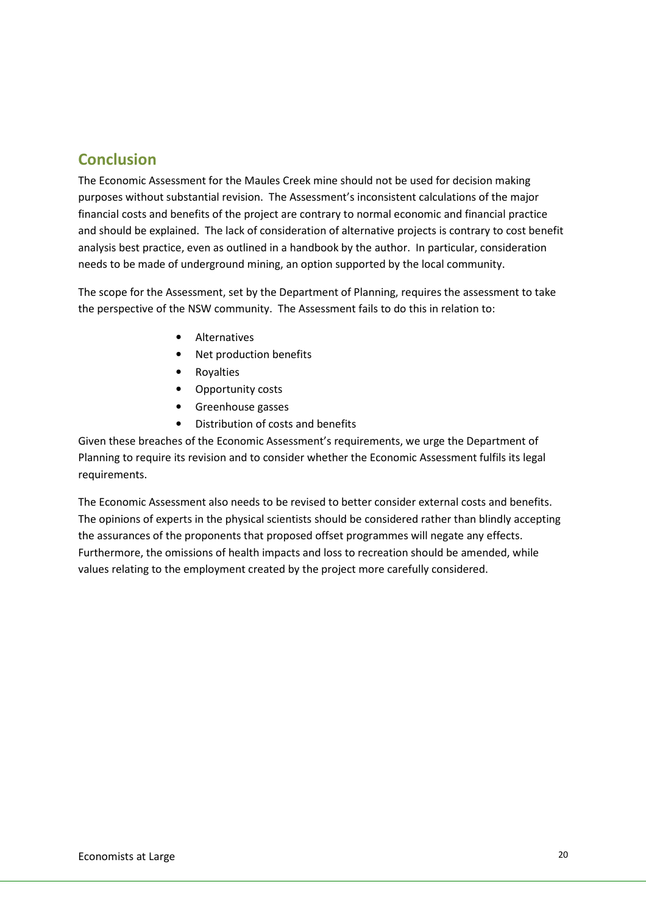## Conclusion

The Economic Assessment for the Maules Creek mine should not be used for decision making purposes without substantial revision. The Assessment's inconsistent calculations of the major financial costs and benefits of the project are contrary to normal economic and financial practice and should be explained. The lack of consideration of alternative projects is contrary to cost benefit analysis best practice, even as outlined in a handbook by the author. In particular, consideration needs to be made of underground mining, an option supported by the local community.

The scope for the Assessment, set by the Department of Planning, requires the assessment to take the perspective of the NSW community. The Assessment fails to do this in relation to:

- Alternatives
- Net production benefits
- Royalties
- Opportunity costs
- Greenhouse gasses
- Distribution of costs and benefits

Given these breaches of the Economic Assessment's requirements, we urge the Department of Planning to require its revision and to consider whether the Economic Assessment fulfils its legal requirements.

The Economic Assessment also needs to be revised to better consider external costs and benefits. The opinions of experts in the physical scientists should be considered rather than blindly accepting the assurances of the proponents that proposed offset programmes will negate any effects. Furthermore, the omissions of health impacts and loss to recreation should be amended, while values relating to the employment created by the project more carefully considered.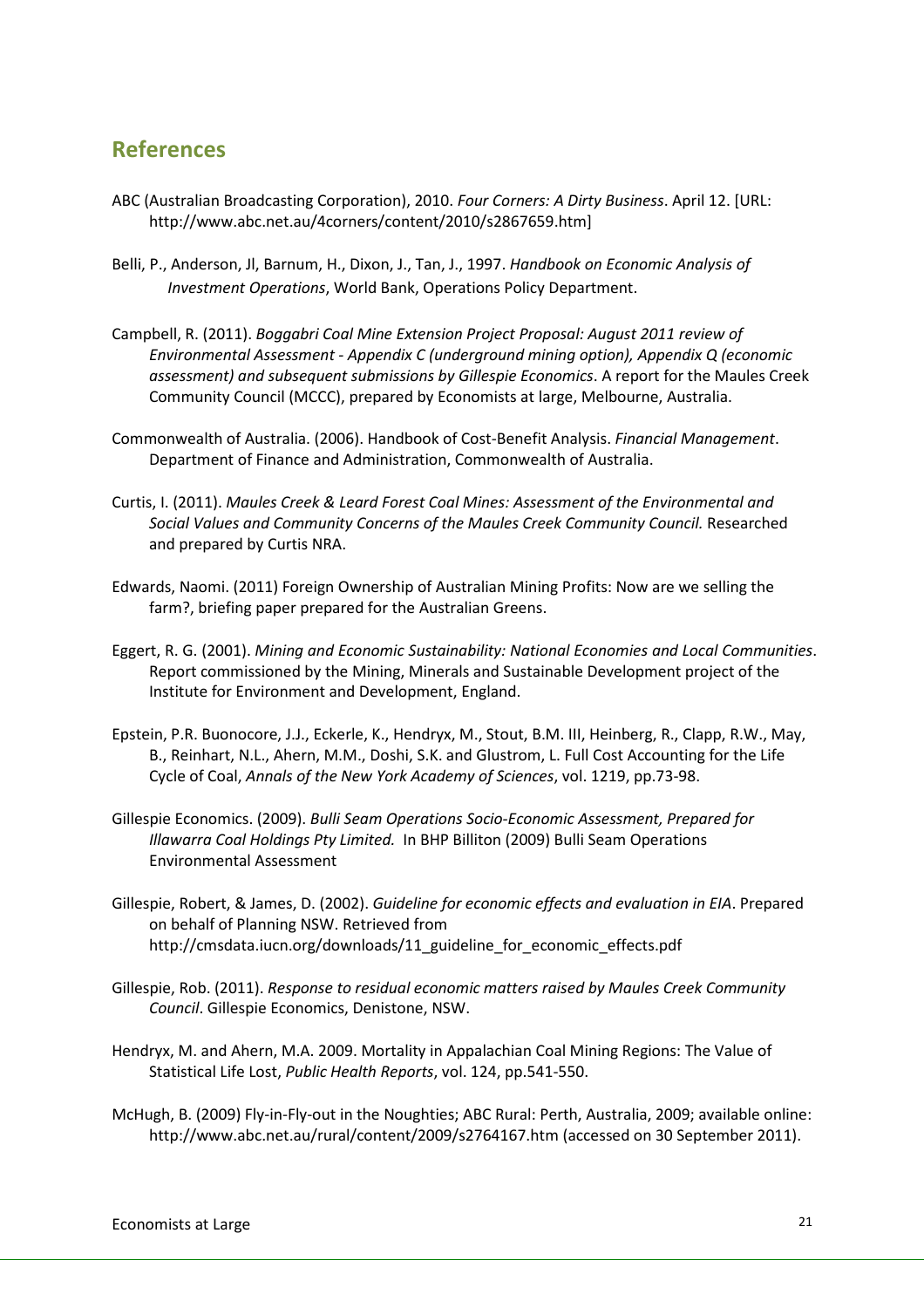## References

ABC (Australian Broadcasting Corporation), 2010. *Four Corners: A Dirty Business*. April 12. [URL: http://www.abc.net.au/4corners/content/2010/s2867659.htm]

Belli, P., Anderson, Jl, Barnum, H., Dixon, J., Tan, J., 1997. *Handbook on Economic Analysis of Investment Operations*, World Bank, Operations Policy Department.

Campbell, R. (2011). *Boggabri Coal Mine Extension Project Proposal: August 2011 review of Environmental Assessment - Appendix C (underground mining option), Appendix Q (economic assessment) and subsequent submissions by Gillespie Economics*. A report for the Maules Creek Community Council (MCCC), prepared by Economists at large, Melbourne, Australia.

Commonwealth of Australia. (2006). Handbook of Cost-Benefit Analysis. *Financial Management*. Department of Finance and Administration, Commonwealth of Australia.

Curtis, I. (2011). *Maules Creek & Leard Forest Coal Mines: Assessment of the Environmental and Social Values and Community Concerns of the Maules Creek Community Council.* Researched and prepared by Curtis NRA.

Edwards, Naomi. (2011) Foreign Ownership of Australian Mining Profits: Now are we selling the farm?, briefing paper prepared for the Australian Greens.

Eggert, R. G. (2001). *Mining and Economic Sustainability: National Economies and Local Communities*. Report commissioned by the Mining, Minerals and Sustainable Development project of the Institute for Environment and Development, England.

Epstein, P.R. Buonocore, J.J., Eckerle, K., Hendryx, M., Stout, B.M. III, Heinberg, R., Clapp, R.W., May, B., Reinhart, N.L., Ahern, M.M., Doshi, S.K. and Glustrom, L. Full Cost Accounting for the Life Cycle of Coal, *Annals of the New York Academy of Sciences*, vol. 1219, pp.73-98.

Gillespie Economics. (2009). *Bulli Seam Operations Socio-Economic Assessment, Prepared for Illawarra Coal Holdings Pty Limited.* In BHP Billiton (2009) Bulli Seam Operations Environmental Assessment

Gillespie, Robert, & James, D. (2002). *Guideline for economic effects and evaluation in EIA*. Prepared on behalf of Planning NSW. Retrieved from http://cmsdata.iucn.org/downloads/11_guideline_for_economic_effects.pdf

Gillespie, Rob. (2011). *Response to residual economic matters raised by Maules Creek Community Council*. Gillespie Economics, Denistone, NSW.

Hendryx, M. and Ahern, M.A. 2009. Mortality in Appalachian Coal Mining Regions: The Value of Statistical Life Lost, *Public Health Reports*, vol. 124, pp.541-550.

McHugh, B. (2009) Fly-in-Fly-out in the Noughties; ABC Rural: Perth, Australia, 2009; available online: http://www.abc.net.au/rural/content/2009/s2764167.htm (accessed on 30 September 2011).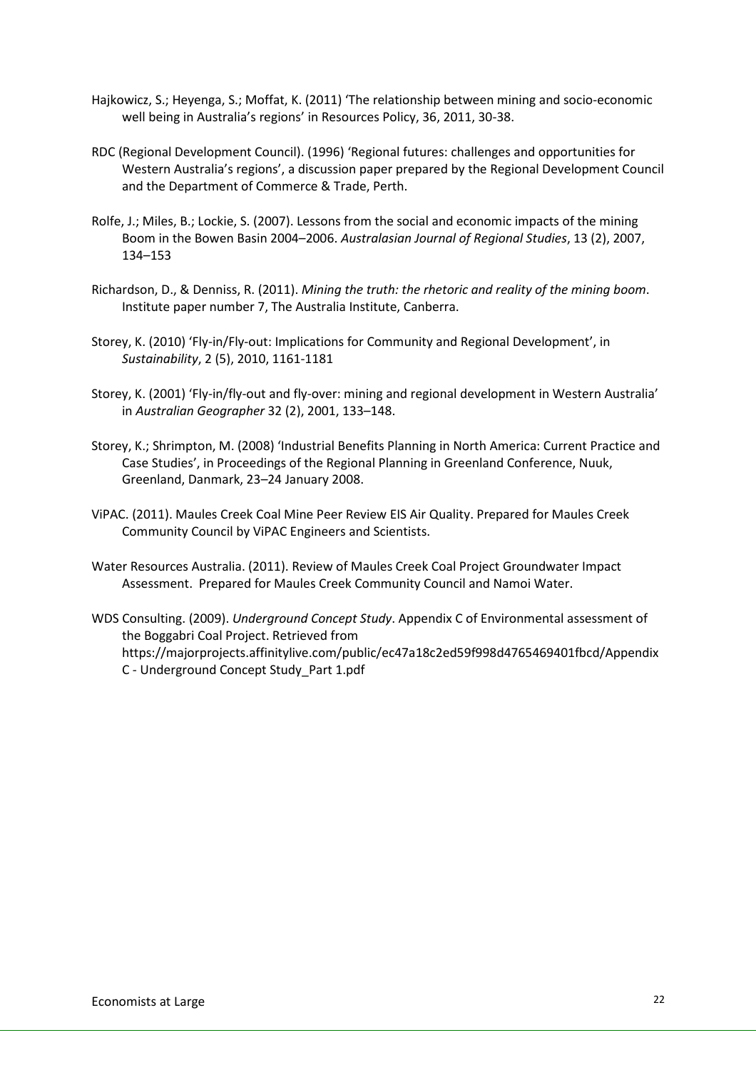Hajkowicz, S.; Heyenga, S.; Moffat, K. (2011) 'The relationship between mining and socio-economic well being in Australia's regions' in Resources Policy, 36, 2011, 30-38.

RDC (Regional Development Council). (1996) 'Regional futures: challenges and opportunities for Western Australia's regions', a discussion paper prepared by the Regional Development Council and the Department of Commerce & Trade, Perth.

Rolfe, J.; Miles, B.; Lockie, S. (2007). Lessons from the social and economic impacts of the mining Boom in the Bowen Basin 2004–2006. *Australasian Journal of Regional Studies*, 13 (2), 2007, 134–153

Richardson, D., & Denniss, R. (2011). *Mining the truth: the rhetoric and reality of the mining boom*. Institute paper number 7, The Australia Institute, Canberra.

Storey, K. (2010) 'Fly-in/Fly-out: Implications for Community and Regional Development', in *Sustainability*, 2 (5), 2010, 1161-1181

Storey, K. (2001) 'Fly-in/fly-out and fly-over: mining and regional development in Western Australia' in *Australian Geographer* 32 (2), 2001, 133–148.

Storey, K.; Shrimpton, M. (2008) 'Industrial Benefits Planning in North America: Current Practice and Case Studies', in Proceedings of the Regional Planning in Greenland Conference, Nuuk, Greenland, Danmark, 23–24 January 2008.

ViPAC. (2011). Maules Creek Coal Mine Peer Review EIS Air Quality. Prepared for Maules Creek Community Council by ViPAC Engineers and Scientists.

Water Resources Australia. (2011). Review of Maules Creek Coal Project Groundwater Impact Assessment. Prepared for Maules Creek Community Council and Namoi Water.

WDS Consulting. (2009). *Underground Concept Study*. Appendix C of Environmental assessment of the Boggabri Coal Project. Retrieved from https://majorprojects.affinitylive.com/public/ec47a18c2ed59f998d4765469401fbcd/Appendix C - Underground Concept Study_Part 1.pdf